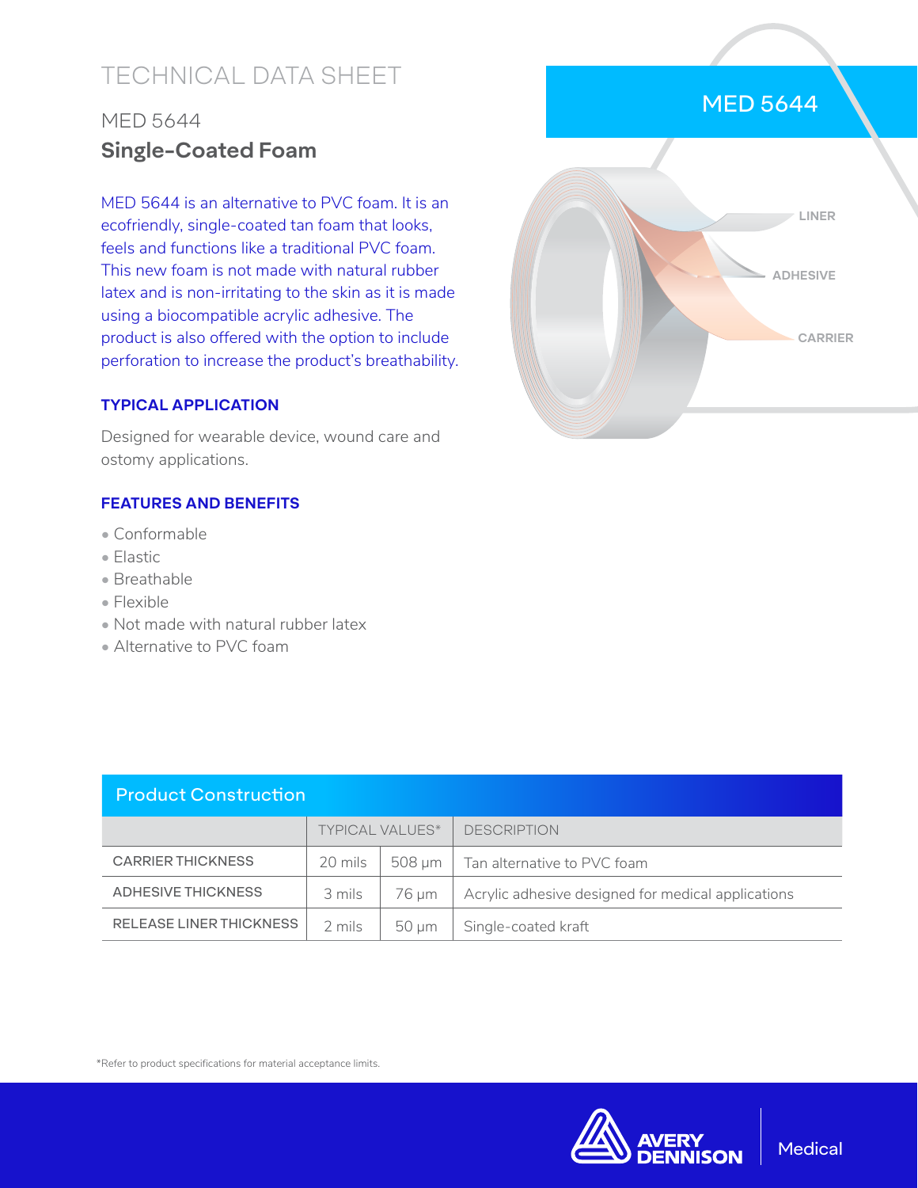# TECHNICAL DATA SHEET

## MED 5644

## **Single-Coated Foam**

MED 5644 is an alternative to PVC foam. It is an ecofriendly, single-coated tan foam that looks, feels and functions like a traditional PVC foam. This new foam is not made with natural rubber latex and is non-irritating to the skin as it is made using a biocompatible acrylic adhesive. The product is also offered with the option to include perforation to increase the product's breathability.

MED 5644

LINER

ADHESIVE

CARRIER

### TYPICAL APPLICATION

Designed for wearable device, wound care and ostomy applications.

### FEATURES AND BENEFITS

- Conformable
- Elastic
- Breathable
- Flexible
- Not made with natural rubber latex
- Alternative to PVC foam

### Product Construction

| | TYPICAL VALUES* | | DESCRIPTION |
|---|---|---|---|
| CARRIER THICKNESS | 20 mils | 508 µm | Tan alternative to PVC foam |
| ADHESIVE THICKNESS | 3 mils | 76 µm | Acrylic adhesive designed for medical applications |
| RELEASE LINER THICKNESS | 2 mils | 50 µm | Single-coated kraft |

*Refer to product specifications for material acceptance limits.

AVERY DENNISON | Medical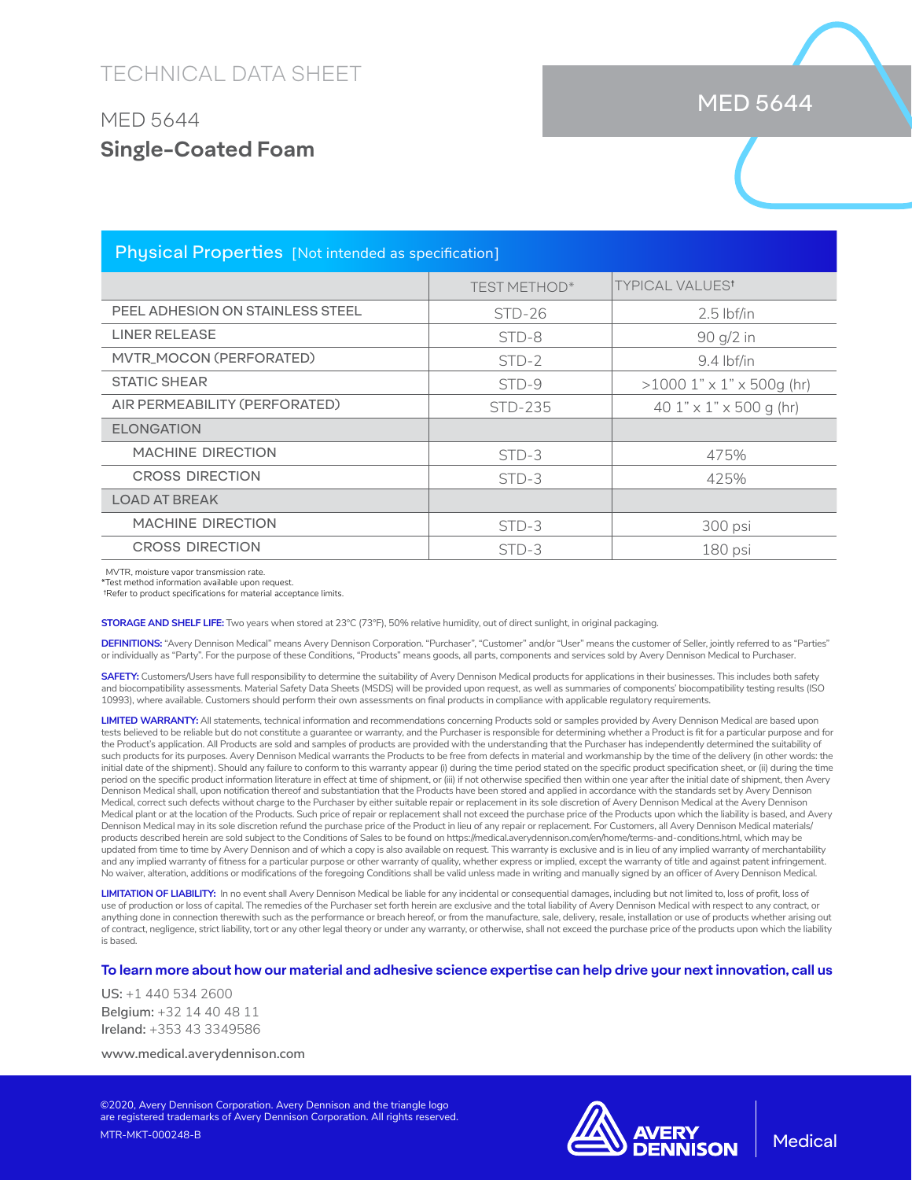# TECHNICAL DATA SHEET

## MED 5644

## Single-Coated Foam

MED 5644

### Physical Properties [Not intended as specification]

| | TEST METHOD* | TYPICAL VALUES† |
|---|---|---|
| PEEL ADHESION ON STAINLESS STEEL | STD-26 | 2.5 lbf/in |
| LINER RELEASE | STD-8 | 90 g/2 in |
| MVTR_MOCON (PERFORATED) | STD-2 | 9.4 lbf/in |
| STATIC SHEAR | STD-9 | >1000 1" x 1" x 500g (hr) |
| AIR PERMEABILITY (PERFORATED) | STD-235 | 40 1" x 1" x 500 g (hr) |
| ELONGATION | | |
| MACHINE DIRECTION | STD-3 | 475% |
| CROSS DIRECTION | STD-3 | 425% |
| LOAD AT BREAK | | |
| MACHINE DIRECTION | STD-3 | 300 psi |
| CROSS DIRECTION | STD-3 | 180 psi |

MVTR, moisture vapor transmission rate.
*Test method information available upon request.
†Refer to product specifications for material acceptance limits.

**STORAGE AND SHELF LIFE:** Two years when stored at 23°C (73°F), 50% relative humidity, out of direct sunlight, in original packaging.

**DEFINITIONS:** "Avery Dennison Medical" means Avery Dennison Corporation. "Purchaser", "Customer" and/or "User" means the customer of Seller, jointly referred to as "Parties" or individually as "Party". For the purpose of these Conditions, "Products" means goods, all parts, components and services sold by Avery Dennison Medical to Purchaser.

**SAFETY:** Customers/Users have full responsibility to determine the suitability of Avery Dennison Medical products for applications in their businesses. This includes both safety and biocompatibility assessments. Material Safety Data Sheets (MSDS) will be provided upon request, as well as summaries of components' biocompatibility testing results (ISO 10993), where available. Customers should perform their own assessments on final products in compliance with applicable regulatory requirements.

**LIMITED WARRANTY:** All statements, technical information and recommendations concerning Products sold or samples provided by Avery Dennison Medical are based upon tests believed to be reliable but do not constitute a guarantee or warranty, and the Purchaser is responsible for determining whether a Product is fit for a particular purpose and for the Product's application. All Products are sold and samples of products are provided with the understanding that the Purchaser has independently determined the suitability of such products for its purposes. Avery Dennison Medical warrants the Products to be free from defects in material and workmanship by the time of the delivery (in other words: the initial date of the shipment). Should any failure to conform to this warranty appear (i) during the time period stated on the specific product specification sheet, or (ii) during the time period on the specific product information literature in effect at time of shipment, or (iii) if not otherwise specified then within one year after the initial date of shipment, then Avery Dennison Medical shall, upon notification thereof and substantiation that the Products have been stored and applied in accordance with the standards set by Avery Dennison Medical, correct such defects without charge to the Purchaser by either suitable repair or replacement in its sole discretion of Avery Dennison Medical at the Avery Dennison Medical plant or at the location of the Products. Such price of repair or replacement shall not exceed the purchase price of the Products upon which the liability is based, and Avery Dennison Medical may in its sole discretion refund the purchase price of the Product in lieu of any repair or replacement. For Customers, all Avery Dennison Medical materials/products described herein are sold subject to the Conditions of Sales to be found on https://medical.averydennison.com/en/home/terms-and-conditions.html, which may be updated from time to time by Avery Dennison and of which a copy is also available on request. This warranty is exclusive and is in lieu of any implied warranty of merchantability and any implied warranty of fitness for a particular purpose or other warranty of quality, whether express or implied, except the warranty of title and against patent infringement. No waiver, alteration, additions or modifications of the foregoing Conditions shall be valid unless made in writing and manually signed by an officer of Avery Dennison Medical.

**LIMITATION OF LIABILITY:** In no event shall Avery Dennison Medical be liable for any incidental or consequential damages, including but not limited to, loss of profit, loss of use of production or loss of capital. The remedies of the Purchaser set forth herein are exclusive and the total liability of Avery Dennison Medical with respect to any contract, or anything done in connection therewith such as the performance or breach hereof, or from the manufacture, sale, delivery, resale, installation or use of products whether arising out of contract, negligence, strict liability, tort or any other legal theory or under any warranty, or otherwise, shall not exceed the purchase price of the products upon which the liability is based.

**To learn more about how our material and adhesive science expertise can help drive your next innovation, call us**

**US:** +1 440 534 2600
**Belgium:** +32 14 40 48 11
**Ireland:** +353 43 3349586

www.medical.averydennison.com

©2020, Avery Dennison Corporation. Avery Dennison and the triangle logo are registered trademarks of Avery Dennison Corporation. All rights reserved.

MTR-MKT-000248-B

AVERY DENNISON Medical